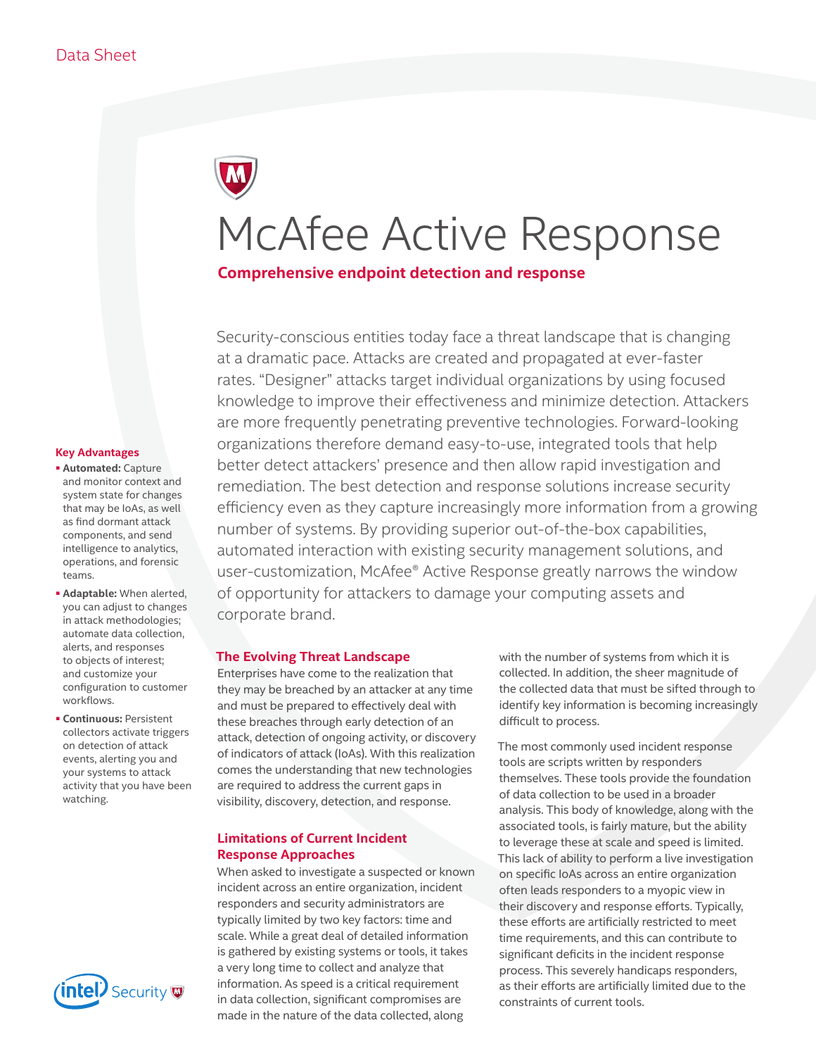Data Sheet

# McAfee Active Response

**Comprehensive endpoint detection and response**

Security-conscious entities today face a threat landscape that is changing at a dramatic pace. Attacks are created and propagated at ever-faster rates. "Designer" attacks target individual organizations by using focused knowledge to improve their effectiveness and minimize detection. Attackers are more frequently penetrating preventive technologies. Forward-looking organizations therefore demand easy-to-use, integrated tools that help better detect attackers' presence and then allow rapid investigation and remediation. The best detection and response solutions increase security efficiency even as they capture increasingly more information from a growing number of systems. By providing superior out-of-the-box capabilities, automated interaction with existing security management solutions, and user-customization, McAfee® Active Response greatly narrows the window of opportunity for attackers to damage your computing assets and corporate brand.

### Key Advantages

- **Automated:** Capture and monitor context and system state for changes that may be IoAs, as well as find dormant attack components, and send intelligence to analytics, operations, and forensic teams.
- **Adaptable:** When alerted, you can adjust to changes in attack methodologies; automate data collection, alerts, and responses to objects of interest; and customize your configuration to customer workflows.
- **Continuous:** Persistent collectors activate triggers on detection of attack events, alerting you and your systems to attack activity that you have been watching.

## The Evolving Threat Landscape

Enterprises have come to the realization that they may be breached by an attacker at any time and must be prepared to effectively deal with these breaches through early detection of an attack, detection of ongoing activity, or discovery of indicators of attack (IoAs). With this realization comes the understanding that new technologies are required to address the current gaps in visibility, discovery, detection, and response.

## Limitations of Current Incident Response Approaches

When asked to investigate a suspected or known incident across an entire organization, incident responders and security administrators are typically limited by two key factors: time and scale. While a great deal of detailed information is gathered by existing systems or tools, it takes a very long time to collect and analyze that information. As speed is a critical requirement in data collection, significant compromises are made in the nature of the data collected, along with the number of systems from which it is collected. In addition, the sheer magnitude of the collected data that must be sifted through to identify key information is becoming increasingly difficult to process.

The most commonly used incident response tools are scripts written by responders themselves. These tools provide the foundation of data collection to be used in a broader analysis. This body of knowledge, along with the associated tools, is fairly mature, but the ability to leverage these at scale and speed is limited. This lack of ability to perform a live investigation on specific IoAs across an entire organization often leads responders to a myopic view in their discovery and response efforts. Typically, these efforts are artificially restricted to meet time requirements, and this can contribute to significant deficits in the incident response process. This severely handicaps responders, as their efforts are artificially limited due to the constraints of current tools.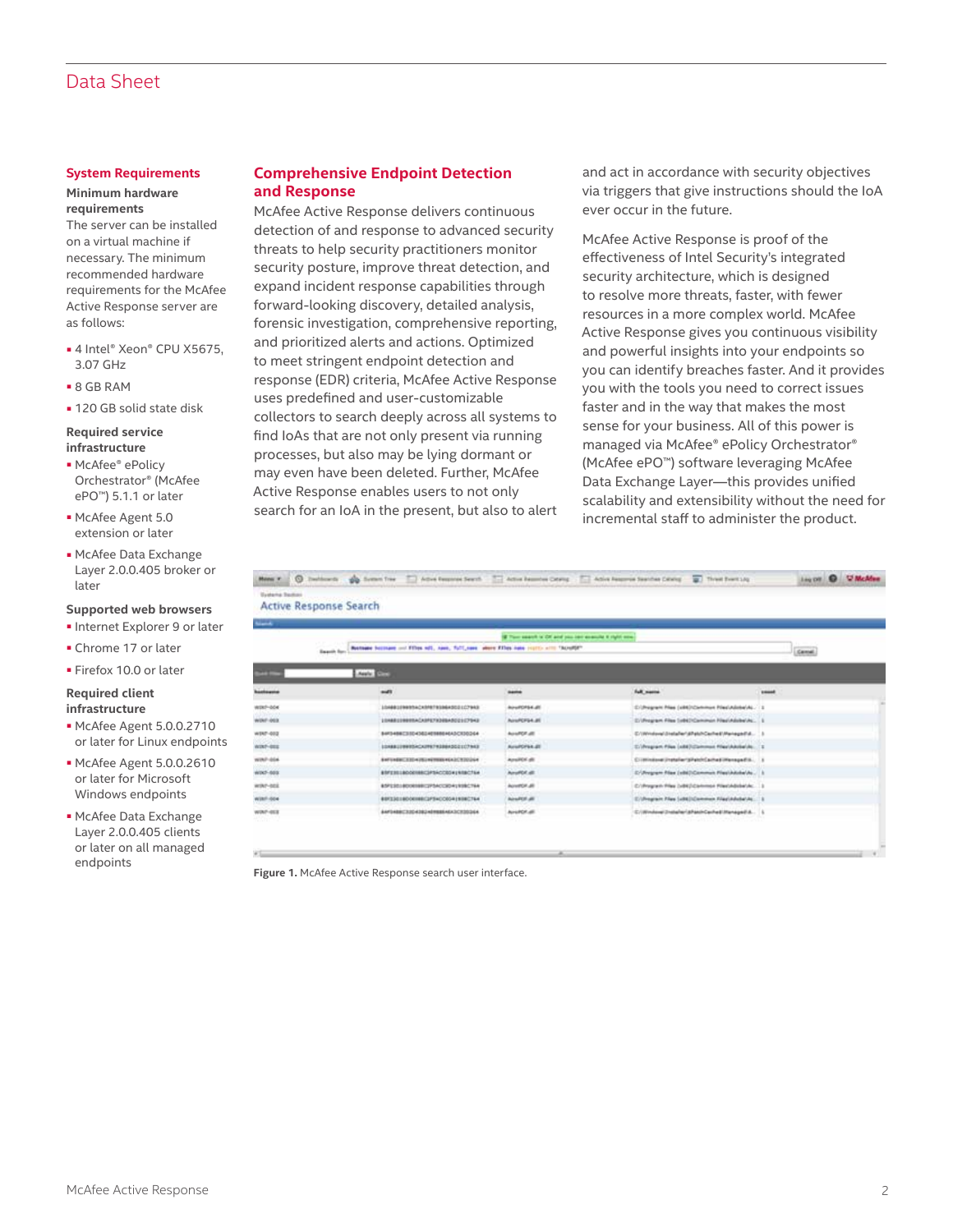## Data Sheet

### System Requirements

**Minimum hardware requirements**

The server can be installed on a virtual machine if necessary. The minimum recommended hardware requirements for the McAfee Active Response server are as follows:

- 4 Intel® Xeon® CPU X5675, 3.07 GHz
- 8 GB RAM
- 120 GB solid state disk

**Required service infrastructure**

- McAfee® ePolicy Orchestrator® (McAfee ePO™) 5.1.1 or later
- McAfee Agent 5.0 extension or later
- McAfee Data Exchange Layer 2.0.0.405 broker or later

**Supported web browsers**

- Internet Explorer 9 or later
- Chrome 17 or later
- Firefox 10.0 or later

**Required client infrastructure**

- McAfee Agent 5.0.0.2710 or later for Linux endpoints
- McAfee Agent 5.0.0.2610 or later for Microsoft Windows endpoints
- McAfee Data Exchange Layer 2.0.0.405 clients or later on all managed endpoints

### Comprehensive Endpoint Detection and Response

McAfee Active Response delivers continuous detection of and response to advanced security threats to help security practitioners monitor security posture, improve threat detection, and expand incident response capabilities through forward-looking discovery, detailed analysis, forensic investigation, comprehensive reporting, and prioritized alerts and actions. Optimized to meet stringent endpoint detection and response (EDR) criteria, McAfee Active Response uses predefined and user-customizable collectors to search deeply across all systems to find IoAs that are not only present via running processes, but also may be lying dormant or may even have been deleted. Further, McAfee Active Response enables users to not only search for an IoA in the present, but also to alert and act in accordance with security objectives via triggers that give instructions should the IoA ever occur in the future.

McAfee Active Response is proof of the effectiveness of Intel Security's integrated security architecture, which is designed to resolve more threats, faster, with fewer resources in a more complex world. McAfee Active Response gives you continuous visibility and powerful insights into your endpoints so you can identify breaches faster. And it provides you with the tools you need to correct issues faster and in the way that makes the most sense for your business. All of this power is managed via McAfee® ePolicy Orchestrator® (McAfee ePO™) software leveraging McAfee Data Exchange Layer—this provides unified scalability and extensibility without the need for incremental staff to administer the product.

**Figure 1.** McAfee Active Response search user interface.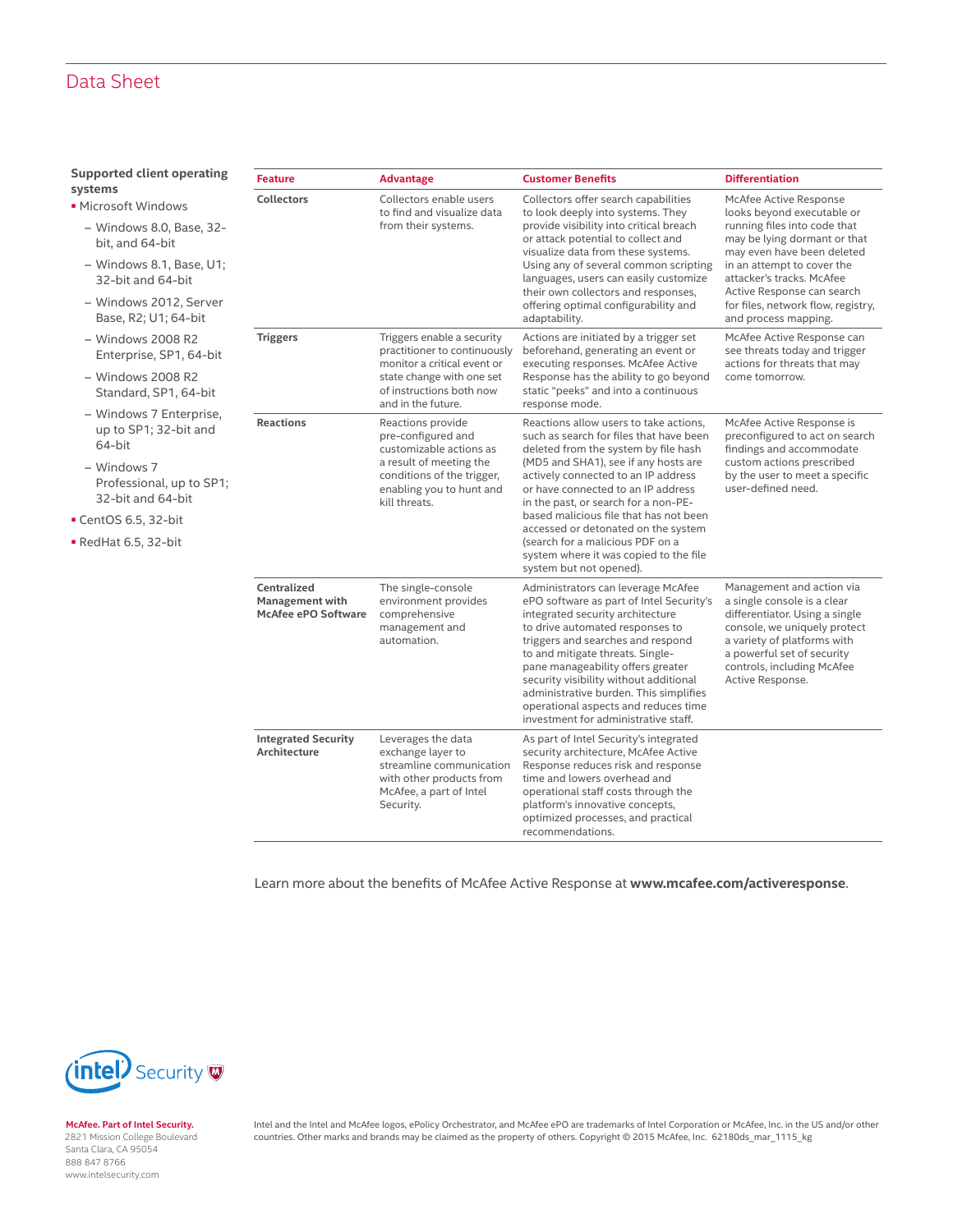## Data Sheet

**Supported client operating systems**

- Microsoft Windows
  - Windows 8.0, Base, 32-bit, and 64-bit
  - Windows 8.1, Base, U1; 32-bit and 64-bit
  - Windows 2012, Server Base, R2; U1; 64-bit
  - Windows 2008 R2 Enterprise, SP1, 64-bit
  - Windows 2008 R2 Standard, SP1, 64-bit
  - Windows 7 Enterprise, up to SP1; 32-bit and 64-bit
  - Windows 7 Professional, up to SP1; 32-bit and 64-bit
- CentOS 6.5, 32-bit
- RedHat 6.5, 32-bit

| Feature | Advantage | Customer Benefits | Differentiation |
|---|---|---|---|
| **Collectors** | Collectors enable users to find and visualize data from their systems. | Collectors offer search capabilities to look deeply into systems. They provide visibility into critical breach or attack potential to collect and visualize data from these systems. Using any of several common scripting languages, users can easily customize their own collectors and responses, offering optimal configurability and adaptability. | McAfee Active Response looks beyond executable or running files into code that may be lying dormant or that may even have been deleted in an attempt to cover the attacker's tracks. McAfee Active Response can search for files, network flow, registry, and process mapping. |
| **Triggers** | Triggers enable a security practitioner to continuously monitor a critical event or state change with one set of instructions both now and in the future. | Actions are initiated by a trigger set beforehand, generating an event or executing responses. McAfee Active Response has the ability to go beyond static "peeks" and into a continuous response mode. | McAfee Active Response can see threats today and trigger actions for threats that may come tomorrow. |
| **Reactions** | Reactions provide pre-configured and customizable actions as a result of meeting the conditions of the trigger, enabling you to hunt and kill threats. | Reactions allow users to take actions, such as search for files that have been deleted from the system by file hash (MD5 and SHA1), see if any hosts are actively connected to an IP address or have connected to an IP address in the past, or search for a non-PE-based malicious file that has not been accessed or detonated on the system (search for a malicious PDF on a system where it was copied to the file system but not opened). | McAfee Active Response is preconfigured to act on search findings and accommodate custom actions prescribed by the user to meet a specific user-defined need. |
| **Centralized Management with McAfee ePO Software** | The single-console environment provides comprehensive management and automation. | Administrators can leverage McAfee ePO software as part of Intel Security's integrated security architecture to drive automated responses to triggers and searches and respond to and mitigate threats. Single-pane manageability offers greater security visibility without additional administrative burden. This simplifies operational aspects and reduces time investment for administrative staff. | Management and action via a single console is a clear differentiator. Using a single console, we uniquely protect a variety of platforms with a powerful set of security controls, including McAfee Active Response. |
| **Integrated Security Architecture** | Leverages the data exchange layer to streamline communication with other products from McAfee, a part of Intel Security. | As part of Intel Security's integrated security architecture, McAfee Active Response reduces risk and response time and lowers overhead and operational staff costs through the platform's innovative concepts, optimized processes, and practical recommendations. | |

Learn more about the benefits of McAfee Active Response at **www.mcafee.com/activeresponse**.

**McAfee. Part of Intel Security.**
2821 Mission College Boulevard
Santa Clara, CA 95054
888 847 8766
www.intelsecurity.com

Intel and the Intel and McAfee logos, ePolicy Orchestrator, and McAfee ePO are trademarks of Intel Corporation or McAfee, Inc. in the US and/or other countries. Other marks and brands may be claimed as the property of others. Copyright © 2015 McAfee, Inc. 62180ds_mar_1115_kg